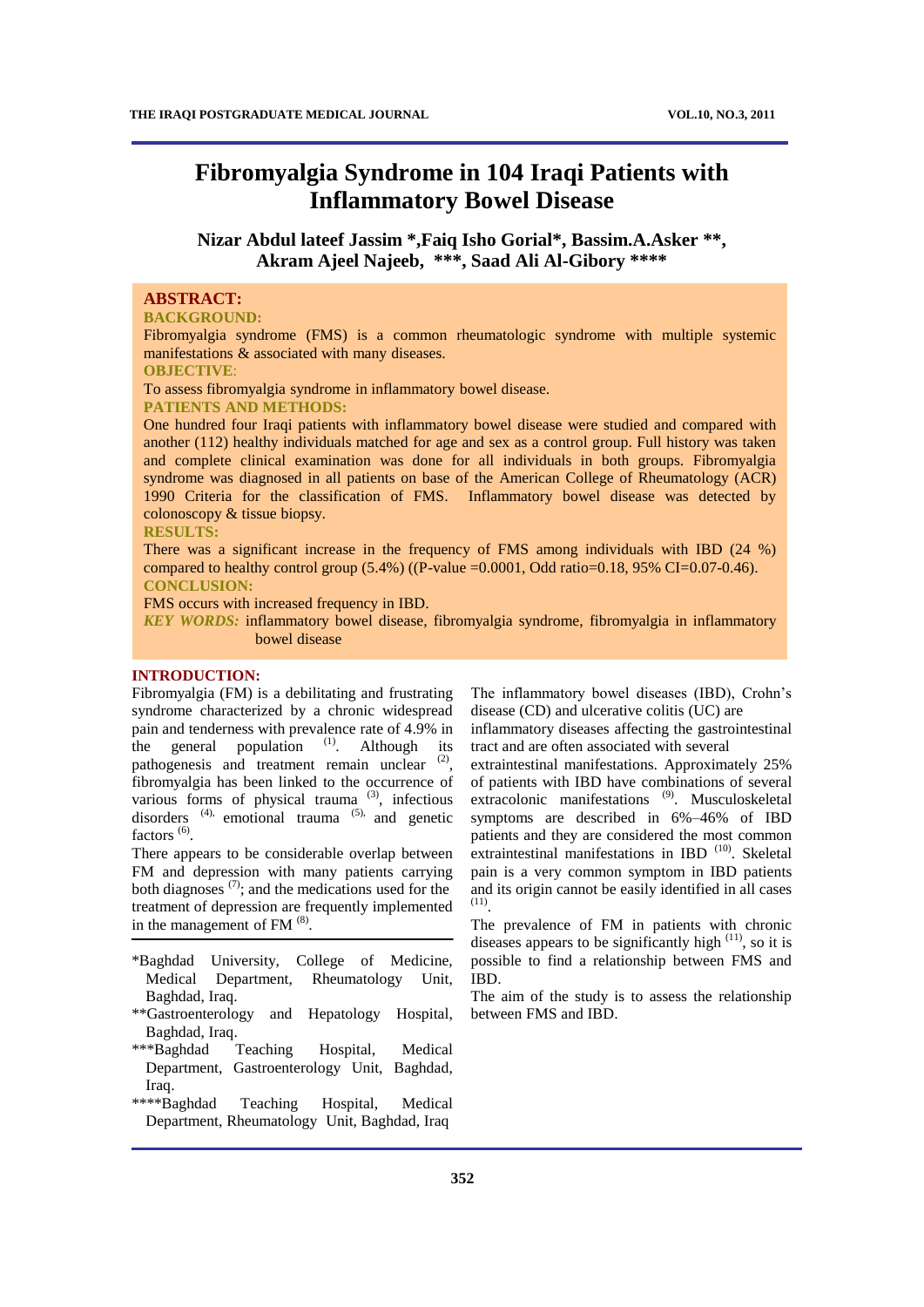# Fibromyalgia Syndrome in 104 Iraqi Patients with Inflammatory Bowel Disease

**Nizar Abdul lateef Jassim *,Faiq Isho Gorial*, Bassim.A.Asker **, Akram Ajeel Najeeb, ***, Saad Ali Al-Gibory ******

## ABSTRACT:

**BACKGROUND:**

Fibromyalgia syndrome (FMS) is a common rheumatologic syndrome with multiple systemic manifestations & associated with many diseases.

**OBJECTIVE**:

To assess fibromyalgia syndrome in inflammatory bowel disease.

**PATIENTS AND METHODS:**

One hundred four Iraqi patients with inflammatory bowel disease were studied and compared with another (112) healthy individuals matched for age and sex as a control group. Full history was taken and complete clinical examination was done for all individuals in both groups. Fibromyalgia syndrome was diagnosed in all patients on base of the American College of Rheumatology (ACR) 1990 Criteria for the classification of FMS. Inflammatory bowel disease was detected by colonoscopy & tissue biopsy.

**RESULTS:**

There was a significant increase in the frequency of FMS among individuals with IBD (24 %) compared to healthy control group (5.4%) ((P-value =0.0001, Odd ratio=0.18, 95% CI=0.07-0.46).

**CONCLUSION:**

FMS occurs with increased frequency in IBD.

***KEY WORDS:*** inflammatory bowel disease, fibromyalgia syndrome, fibromyalgia in inflammatory bowel disease

## INTRODUCTION:

Fibromyalgia (FM) is a debilitating and frustrating syndrome characterized by a chronic widespread pain and tenderness with prevalence rate of 4.9% in the general population [1]. Although its pathogenesis and treatment remain unclear [2], fibromyalgia has been linked to the occurrence of various forms of physical trauma [3], infectious disorders [4], emotional trauma [5], and genetic factors [6].

There appears to be considerable overlap between FM and depression with many patients carrying both diagnoses [7]; and the medications used for the treatment of depression are frequently implemented in the management of FM [8].

The inflammatory bowel diseases (IBD), Crohn's disease (CD) and ulcerative colitis (UC) are inflammatory diseases affecting the gastrointestinal tract and are often associated with several extraintestinal manifestations. Approximately 25% of patients with IBD have combinations of several extracolonic manifestations [9]. Musculoskeletal symptoms are described in 6%–46% of IBD patients and they are considered the most common extraintestinal manifestations in IBD [10]. Skeletal pain is a very common symptom in IBD patients and its origin cannot be easily identified in all cases [11].

The prevalence of FM in patients with chronic diseases appears to be significantly high [11], so it is possible to find a relationship between FMS and IBD.

The aim of the study is to assess the relationship between FMS and IBD.

---

*Baghdad University, College of Medicine, Medical Department, Rheumatology Unit, Baghdad, Iraq.

**Gastroenterology and Hepatology Hospital, Baghdad, Iraq.

***Baghdad Teaching Hospital, Medical Department, Gastroenterology Unit, Baghdad, Iraq.

****Baghdad Teaching Hospital, Medical Department, Rheumatology Unit, Baghdad, Iraq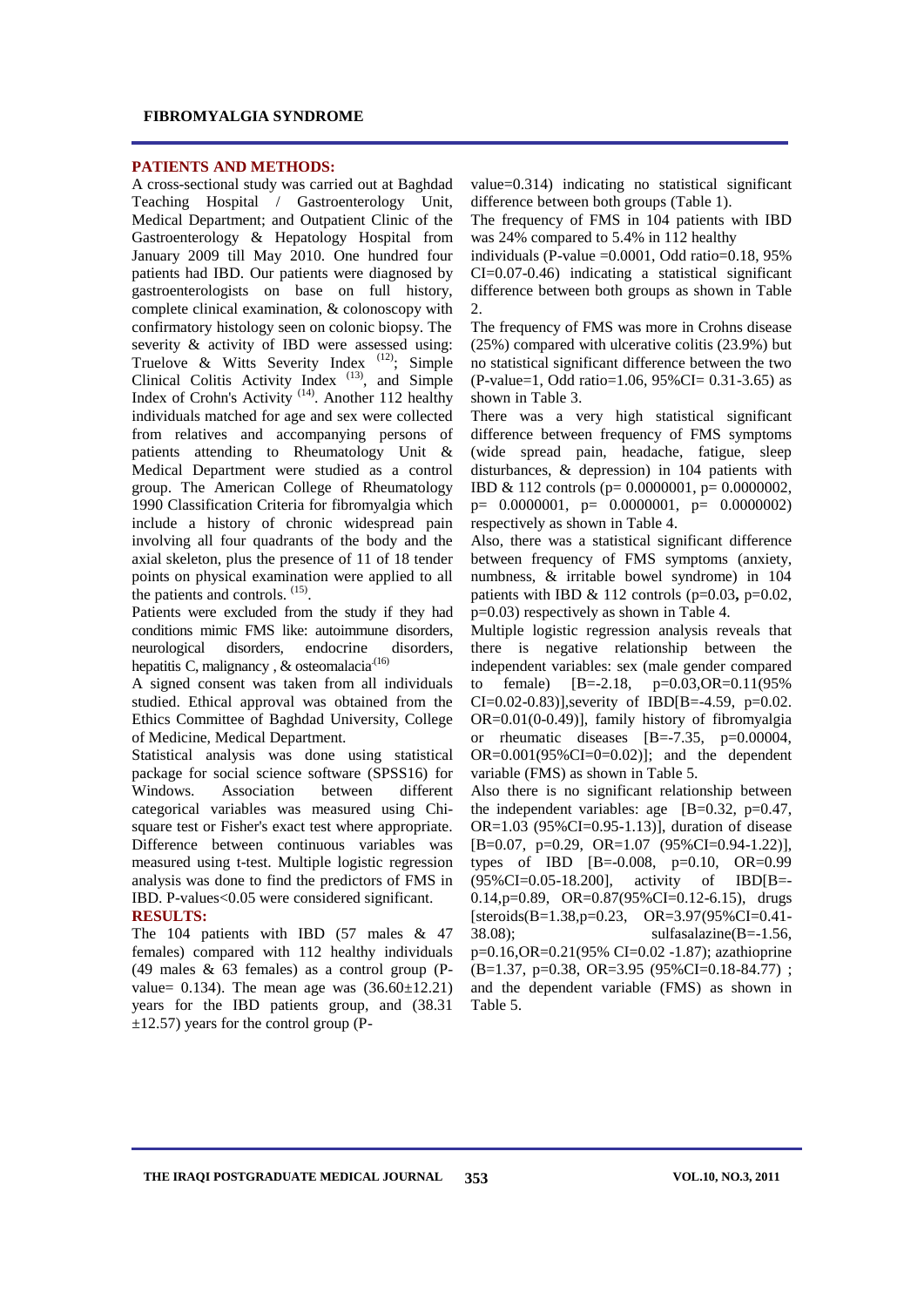## PATIENTS AND METHODS:

A cross-sectional study was carried out at Baghdad Teaching Hospital / Gastroenterology Unit, Medical Department; and Outpatient Clinic of the Gastroenterology & Hepatology Hospital from January 2009 till May 2010. One hundred four patients had IBD. Our patients were diagnosed by gastroenterologists on base on full history, complete clinical examination, & colonoscopy with confirmatory histology seen on colonic biopsy. The severity & activity of IBD were assessed using: Truelove & Witts Severity Index [12]; Simple Clinical Colitis Activity Index [13], and Simple Index of Crohn's Activity [14]. Another 112 healthy individuals matched for age and sex were collected from relatives and accompanying persons of patients attending to Rheumatology Unit & Medical Department were studied as a control group. The American College of Rheumatology 1990 Classification Criteria for fibromyalgia which include a history of chronic widespread pain involving all four quadrants of the body and the axial skeleton, plus the presence of 11 of 18 tender points on physical examination were applied to all the patients and controls. [15].

Patients were excluded from the study if they had conditions mimic FMS like: autoimmune disorders, neurological disorders, endocrine disorders, hepatitis C, malignancy , & osteomalacia [16]

A signed consent was taken from all individuals studied. Ethical approval was obtained from the Ethics Committee of Baghdad University, College of Medicine, Medical Department.

Statistical analysis was done using statistical package for social science software (SPSS16) for Windows. Association between different categorical variables was measured using Chi-square test or Fisher's exact test where appropriate. Difference between continuous variables was measured using t-test. Multiple logistic regression analysis was done to find the predictors of FMS in IBD. P-values<0.05 were considered significant.

## RESULTS:

The 104 patients with IBD (57 males & 47 females) compared with 112 healthy individuals (49 males & 63 females) as a control group (P-value= 0.134). The mean age was (36.60±12.21) years for the IBD patients group, and (38.31 ±12.57) years for the control group (P-value=0.314) indicating no statistical significant difference between both groups (Table 1).

The frequency of FMS in 104 patients with IBD was 24% compared to 5.4% in 112 healthy individuals (P-value =0.0001, Odd ratio=0.18, 95% CI=0.07-0.46) indicating a statistical significant difference between both groups as shown in Table 2.

The frequency of FMS was more in Crohns disease (25%) compared with ulcerative colitis (23.9%) but no statistical significant difference between the two (P-value=1, Odd ratio=1.06, 95%CI= 0.31-3.65) as shown in Table 3.

There was a very high statistical significant difference between frequency of FMS symptoms (wide spread pain, headache, fatigue, sleep disturbances, & depression) in 104 patients with IBD & 112 controls (p= 0.0000001, p= 0.0000002, p= 0.0000001, p= 0.0000001, p= 0.0000002) respectively as shown in Table 4.

Also, there was a statistical significant difference between frequency of FMS symptoms (anxiety, numbness, & irritable bowel syndrome) in 104 patients with IBD & 112 controls (p=0.03, p=0.02, p=0.03) respectively as shown in Table 4.

Multiple logistic regression analysis reveals that there is negative relationship between the independent variables: sex (male gender compared to female) [B=-2.18, p=0.03,OR=0.11(95% CI=0.02-0.83)],severity of IBD[B=-4.59, p=0.02. OR=0.01(0-0.49)], family history of fibromyalgia or rheumatic diseases [B=-7.35, p=0.00004, OR=0.001(95%CI=0=0.02)]; and the dependent variable (FMS) as shown in Table 5.

Also there is no significant relationship between the independent variables: age [B=0.32, p=0.47, OR=1.03 (95%CI=0.95-1.13)], duration of disease [B=0.07, p=0.29, OR=1.07 (95%CI=0.94-1.22)], types of IBD [B=-0.008, p=0.10, OR=0.99 (95%CI=0.05-18.200], activity of IBD[B=-0.14,p=0.89, OR=0.87(95%CI=0.12-6.15), drugs [steroids(B=1.38,p=0.23, OR=3.97(95%CI=0.41-38.08); sulfasalazine(B=-1.56, p=0.16,OR=0.21(95% CI=0.02 -1.87); azathioprine (B=1.37, p=0.38, OR=3.95 (95%CI=0.18-84.77) ; and the dependent variable (FMS) as shown in Table 5.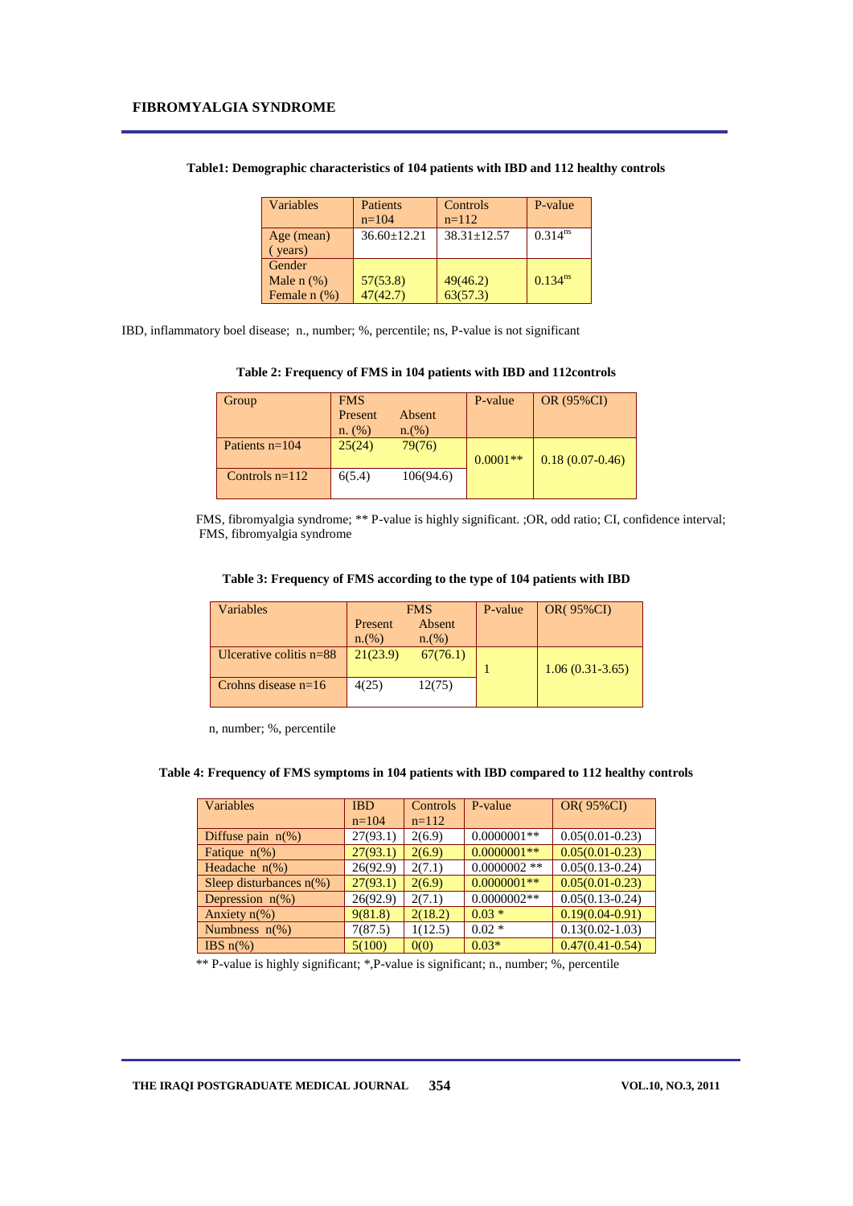**Table1: Demographic characteristics of 104 patients with IBD and 112 healthy controls**

| Variables | Patients n=104 | Controls n=112 | P-value |
|---|---|---|---|
| Age (mean) ( years) | 36.60±12.21 | 38.31±12.57 | $0.314^{ns}$ |
| Gender | | | |
| Male n (%) | 57(53.8) | 49(46.2) | $0.134^{ns}$ |
| Female n (%) | 47(42.7) | 63(57.3) | |

IBD, inflammatory boel disease; n., number; %, percentile; ns, P-value is not significant

**Table 2: Frequency of FMS in 104 patients with IBD and 112controls**

| Group | FMS | | P-value | OR (95%CI) |
|---|---|---|---|---|
| | Present n. (%) | Absent n.(%) | | |
| Patients n=104 | 25(24) | 79(76) | 0.0001** | 0.18 (0.07-0.46) |
| Controls n=112 | 6(5.4) | 106(94.6) | | |

FMS, fibromyalgia syndrome; ** P-value is highly significant. ;OR, odd ratio; CI, confidence interval; FMS, fibromyalgia syndrome

**Table 3: Frequency of FMS according to the type of 104 patients with IBD**

| Variables | FMS | | P-value | OR( 95%CI) |
|---|---|---|---|---|
| | Present n.(%) | Absent n.(%) | | |
| Ulcerative colitis n=88 | 21(23.9) | 67(76.1) | 1 | 1.06 (0.31-3.65) |
| Crohns disease n=16 | 4(25) | 12(75) | | |

n, number; %, percentile

**Table 4: Frequency of FMS symptoms in 104 patients with IBD compared to 112 healthy controls**

| Variables | IBD n=104 | Controls n=112 | P-value | OR( 95%CI) |
|---|---|---|---|---|
| Diffuse pain n(%) | 27(93.1) | 2(6.9) | 0.0000001** | 0.05(0.01-0.23) |
| Fatique n(%) | 27(93.1) | 2(6.9) | 0.0000001** | 0.05(0.01-0.23) |
| Headache n(%) | 26(92.9) | 2(7.1) | 0.0000002 ** | 0.05(0.13-0.24) |
| Sleep disturbances n(%) | 27(93.1) | 2(6.9) | 0.0000001** | 0.05(0.01-0.23) |
| Depression n(%) | 26(92.9) | 2(7.1) | 0.0000002** | 0.05(0.13-0.24) |
| Anxiety n(%) | 9(81.8) | 2(18.2) | 0.03 * | 0.19(0.04-0.91) |
| Numbness n(%) | 7(87.5) | 1(12.5) | 0.02 * | 0.13(0.02-1.03) |
| IBS n(%) | 5(100) | 0(0) | 0.03* | 0.47(0.41-0.54) |

** P-value is highly significant; *,P-value is significant; n., number; %, percentile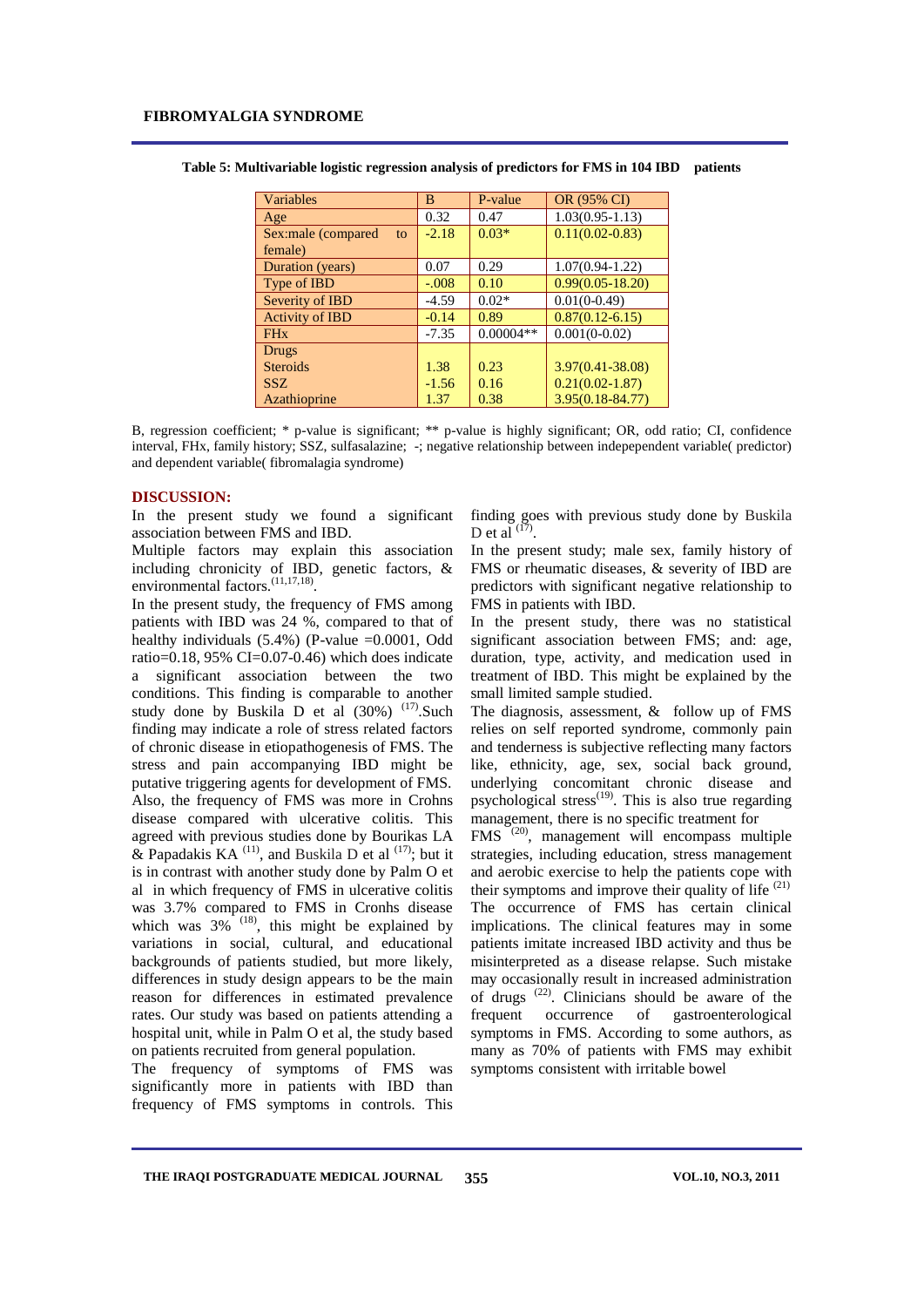**Table 5: Multivariable logistic regression analysis of predictors for FMS in 104 IBD patients**

| Variables | B | P-value | OR (95% CI) |
|---|---|---|---|
| Age | 0.32 | 0.47 | 1.03(0.95-1.13) |
| Sex:male (compared to female) | -2.18 | 0.03* | 0.11(0.02-0.83) |
| Duration (years) | 0.07 | 0.29 | 1.07(0.94-1.22) |
| Type of IBD | -.008 | 0.10 | 0.99(0.05-18.20) |
| Severity of IBD | -4.59 | 0.02* | 0.01(0-0.49) |
| Activity of IBD | -0.14 | 0.89 | 0.87(0.12-6.15) |
| FHx | -7.35 | 0.00004** | 0.001(0-0.02) |
| Drugs | | | |
| Steroids | 1.38 | 0.23 | 3.97(0.41-38.08) |
| SSZ | -1.56 | 0.16 | 0.21(0.02-1.87) |
| Azathioprine | 1.37 | 0.38 | 3.95(0.18-84.77) |

B, regression coefficient; * p-value is significant; ** p-value is highly significant; OR, odd ratio; CI, confidence interval, FHx, family history; SSZ, sulfasalazine; -; negative relationship between indepependent variable( predictor) and dependent variable( fibromalagia syndrome)

## DISCUSSION:

In the present study we found a significant association between FMS and IBD.

Multiple factors may explain this association including chronicity of IBD, genetic factors, & environmental factors.[11,17,18].

In the present study, the frequency of FMS among patients with IBD was 24 %, compared to that of healthy individuals (5.4%) (P-value =0.0001, Odd ratio=0.18, 95% CI=0.07-0.46) which does indicate a significant association between the two conditions. This finding is comparable to another study done by Buskila D et al (30%) [17].Such finding may indicate a role of stress related factors of chronic disease in etiopathogenesis of FMS. The stress and pain accompanying IBD might be putative triggering agents for development of FMS. Also, the frequency of FMS was more in Crohns disease compared with ulcerative colitis. This agreed with previous studies done by Bourikas LA & Papadakis KA [11], and Buskila D et al [17]; but it is in contrast with another study done by Palm O et al in which frequency of FMS in ulcerative colitis was 3.7% compared to FMS in Cronhs disease which was 3% [18], this might be explained by variations in social, cultural, and educational backgrounds of patients studied, but more likely, differences in study design appears to be the main reason for differences in estimated prevalence rates. Our study was based on patients attending a hospital unit, while in Palm O et al, the study based on patients recruited from general population.

The frequency of symptoms of FMS was significantly more in patients with IBD than frequency of FMS symptoms in controls. This finding goes with previous study done by Buskila D et al [17].

In the present study; male sex, family history of FMS or rheumatic diseases, & severity of IBD are predictors with significant negative relationship to FMS in patients with IBD.

In the present study, there was no statistical significant association between FMS; and: age, duration, type, activity, and medication used in treatment of IBD. This might be explained by the small limited sample studied.

The diagnosis, assessment, & follow up of FMS relies on self reported syndrome, commonly pain and tenderness is subjective reflecting many factors like, ethnicity, age, sex, social back ground, underlying concomitant chronic disease and psychological stress[19]. This is also true regarding management, there is no specific treatment for FMS [20], management will encompass multiple strategies, including education, stress management and aerobic exercise to help the patients cope with their symptoms and improve their quality of life [21]

The occurrence of FMS has certain clinical implications. The clinical features may in some patients imitate increased IBD activity and thus be misinterpreted as a disease relapse. Such mistake may occasionally result in increased administration of drugs [22]. Clinicians should be aware of the frequent occurrence of gastroenterological symptoms in FMS. According to some authors, as many as 70% of patients with FMS may exhibit symptoms consistent with irritable bowel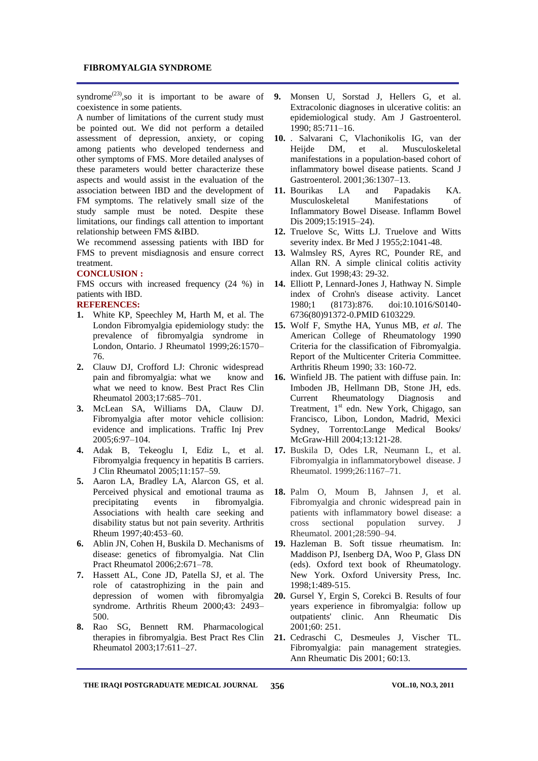syndrome[23],so it is important to be aware of coexistence in some patients.

A number of limitations of the current study must be pointed out. We did not perform a detailed assessment of depression, anxiety, or coping among patients who developed tenderness and other symptoms of FMS. More detailed analyses of these parameters would better characterize these aspects and would assist in the evaluation of the association between IBD and the development of FM symptoms. The relatively small size of the study sample must be noted. Despite these limitations, our findings call attention to important relationship between FMS &IBD.

We recommend assessing patients with IBD for FMS to prevent misdiagnosis and ensure correct treatment.

## CONCLUSION :

FMS occurs with increased frequency (24 %) in patients with IBD.

## REFERENCES:

1. White KP, Speechley M, Harth M, et al. The London Fibromyalgia epidemiology study: the prevalence of fibromyalgia syndrome in London, Ontario. J Rheumatol 1999;26:1570–76.
2. Clauw DJ, Crofford LJ: Chronic widespread pain and fibromyalgia: what we know and what we need to know. Best Pract Res Clin Rheumatol 2003;17:685–701.
3. McLean SA, Williams DA, Clauw DJ. Fibromyalgia after motor vehicle collision: evidence and implications. Traffic Inj Prev 2005;6:97–104.
4. Adak B, Tekeoglu I, Ediz L, et al. Fibromyalgia frequency in hepatitis B carriers. J Clin Rheumatol 2005;11:157–59.
5. Aaron LA, Bradley LA, Alarcon GS, et al. Perceived physical and emotional trauma as precipitating events in fibromyalgia. Associations with health care seeking and disability status but not pain severity. Arthritis Rheum 1997;40:453–60.
6. Ablin JN, Cohen H, Buskila D. Mechanisms of disease: genetics of fibromyalgia. Nat Clin Pract Rheumatol 2006;2:671–78.
7. Hassett AL, Cone JD, Patella SJ, et al. The role of catastrophizing in the pain and depression of women with fibromyalgia syndrome. Arthritis Rheum 2000;43: 2493–500.
8. Rao SG, Bennett RM. Pharmacological therapies in fibromyalgia. Best Pract Res Clin Rheumatol 2003;17:611–27.
9. Monsen U, Sorstad J, Hellers G, et al. Extracolonic diagnoses in ulcerative colitis: an epidemiological study. Am J Gastroenterol. 1990; 85:711–16.
10. . Salvarani C, Vlachonikolis IG, van der Heijde DM, et al. Musculoskeletal manifestations in a population-based cohort of inflammatory bowel disease patients. Scand J Gastroenterol. 2001;36:1307–13.
11. Bourikas LA and Papadakis KA. Musculoskeletal Manifestations of Inflammatory Bowel Disease. Inflamm Bowel Dis 2009;15:1915–24).
12. Truelove Sc, Witts LJ. Truelove and Witts severity index. Br Med J 1955;2:1041-48.
13. Walmsley RS, Ayres RC, Pounder RE, and Allan RN. A simple clinical colitis activity index. Gut 1998;43: 29-32.
14. Elliott P, Lennard-Jones J, Hathway N. Simple index of Crohn's disease activity. Lancet 1980;1 (8173):876. doi:10.1016/S0140-6736(80)91372-0.PMID 6103229.
15. Wolf F, Smythe HA, Yunus MB, *et al*. The American College of Rheumatology 1990 Criteria for the classification of Fibromyalgia. Report of the Multicenter Criteria Committee. Arthritis Rheum 1990; 33: 160-72.
16. Winfield JB. The patient with diffuse pain. In: Imboden JB, Hellmann DB, Stone JH, eds. Current Rheumatology Diagnosis and Treatment, 1st edn. New York, Chigago, san Francisco, Libon, London, Madrid, Mexici Sydney, Torrento:Lange Medical Books/ McGraw-Hill 2004;13:121-28.
17. Buskila D, Odes LR, Neumann L, et al. Fibromyalgia in inflammatorybowel disease. J Rheumatol. 1999;26:1167–71.
18. Palm O, Moum B, Jahnsen J, et al. Fibromyalgia and chronic widespread pain in patients with inflammatory bowel disease: a cross sectional population survey. J Rheumatol. 2001;28:590–94.
19. Hazleman B. Soft tissue rheumatism. In: Maddison PJ, Isenberg DA, Woo P, Glass DN (eds). Oxford text book of Rheumatology. New York. Oxford University Press, Inc. 1998;1:489-515.
20. Gursel Y, Ergin S, Corekci B. Results of four years experience in fibromyalgia: follow up outpatients' clinic. Ann Rheumatic Dis 2001;60: 251.
21. Cedraschi C, Desmeules J, Vischer TL. Fibromyalgia: pain management strategies. Ann Rheumatic Dis 2001; 60:13.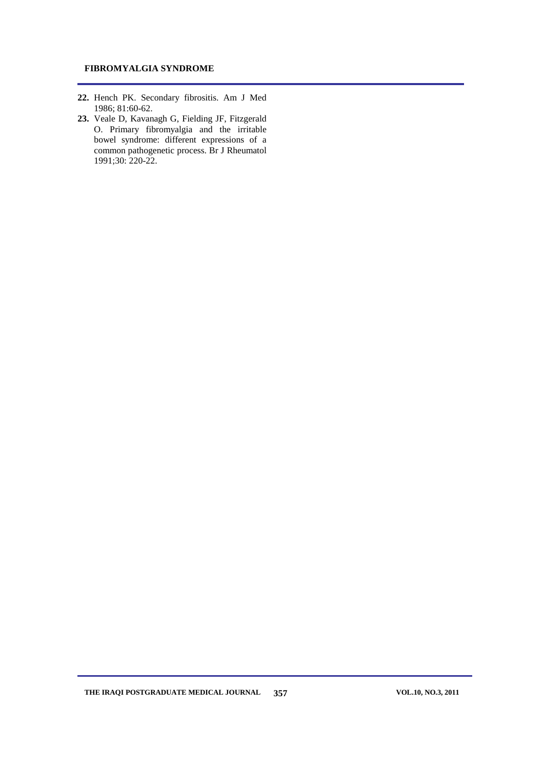22. Hench PK. Secondary fibrositis. Am J Med 1986; 81:60-62.
23. Veale D, Kavanagh G, Fielding JF, Fitzgerald O. Primary fibromyalgia and the irritable bowel syndrome: different expressions of a common pathogenetic process. Br J Rheumatol 1991;30: 220-22.